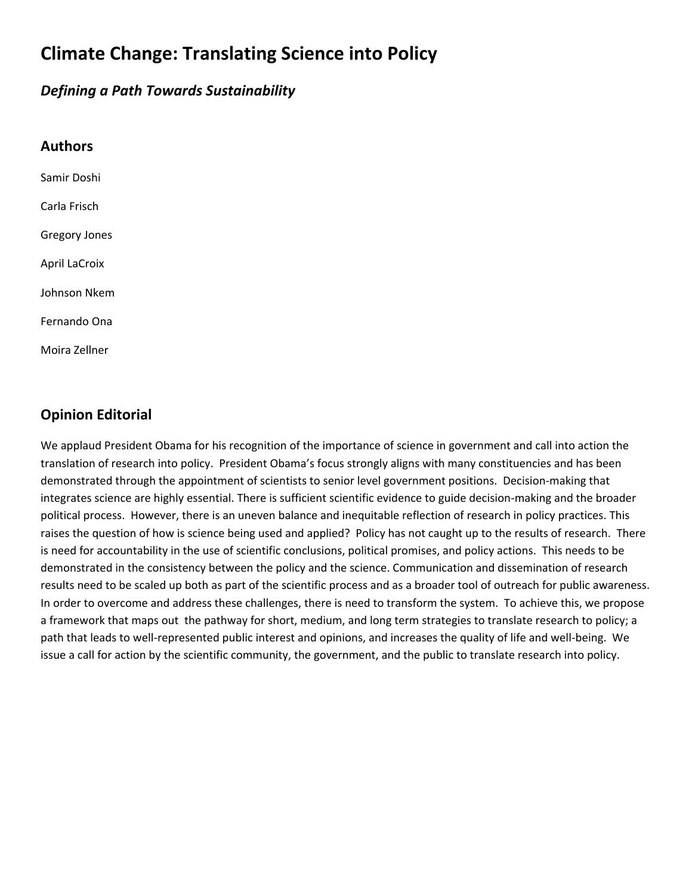# Climate Change: Translating Science into Policy

## *Defining a Path Towards Sustainability*

## Authors

Samir Doshi

Carla Frisch

Gregory Jones

April LaCroix

Johnson Nkem

Fernando Ona

Moira Zellner

## Opinion Editorial

We applaud President Obama for his recognition of the importance of science in government and call into action the translation of research into policy. President Obama's focus strongly aligns with many constituencies and has been demonstrated through the appointment of scientists to senior level government positions. Decision-making that integrates science are highly essential. There is sufficient scientific evidence to guide decision-making and the broader political process. However, there is an uneven balance and inequitable reflection of research in policy practices. This raises the question of how is science being used and applied? Policy has not caught up to the results of research. There is need for accountability in the use of scientific conclusions, political promises, and policy actions. This needs to be demonstrated in the consistency between the policy and the science. Communication and dissemination of research results need to be scaled up both as part of the scientific process and as a broader tool of outreach for public awareness. In order to overcome and address these challenges, there is need to transform the system. To achieve this, we propose a framework that maps out the pathway for short, medium, and long term strategies to translate research to policy; a path that leads to well-represented public interest and opinions, and increases the quality of life and well-being. We issue a call for action by the scientific community, the government, and the public to translate research into policy.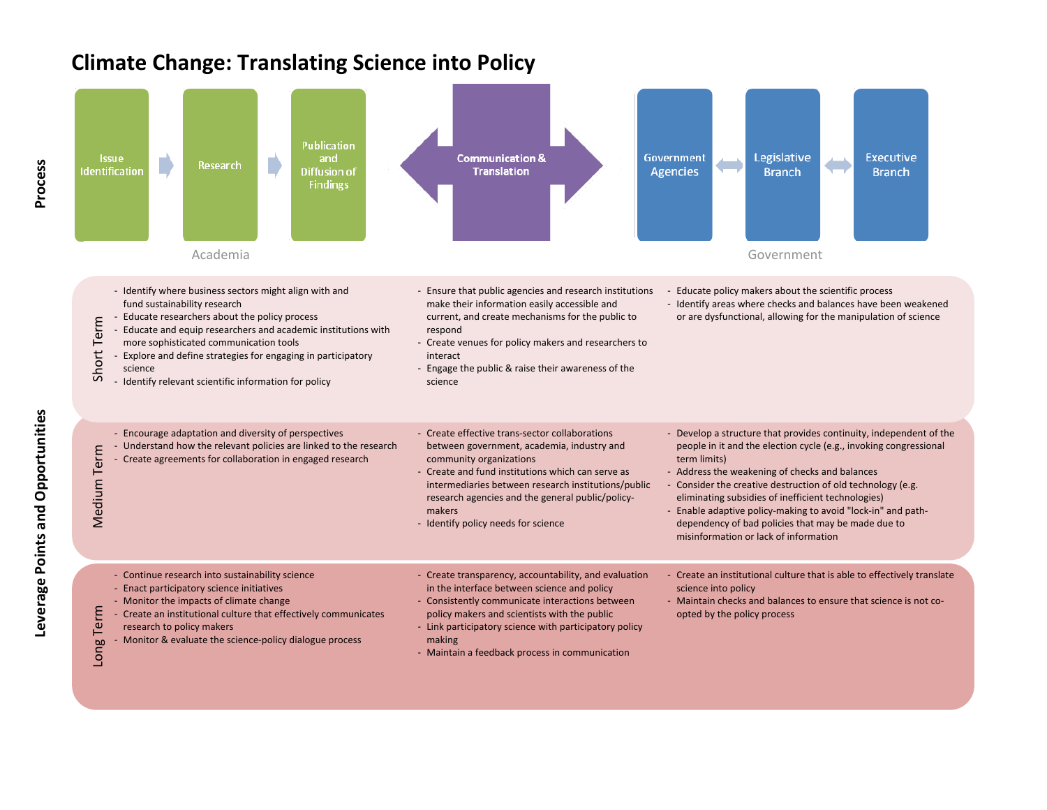# Climate Change: Translating Science into Policy

## Process

**Academia:** Issue Identification → Research → Publication and Diffusion of Findings

**Communication & Translation**

**Government:** Government Agencies ↔ Legislative Branch ↔ Executive Branch

## Leverage Points and Opportunities

| | Academia | Communication & Translation | Government |
|---|---|---|---|
| **Short Term** | - Identify where business sectors might align with and fund sustainability research<br>- Educate researchers about the policy process<br>- Educate and equip researchers and academic institutions with more sophisticated communication tools<br>- Explore and define strategies for engaging in participatory science<br>- Identify relevant scientific information for policy | - Ensure that public agencies and research institutions make their information easily accessible and current, and create mechanisms for the public to respond<br>- Create venues for policy makers and researchers to interact<br>- Engage the public & raise their awareness of the science | - Educate policy makers about the scientific process<br>- Identify areas where checks and balances have been weakened or are dysfunctional, allowing for the manipulation of science |
| **Medium Term** | - Encourage adaptation and diversity of perspectives<br>- Understand how the relevant policies are linked to the research<br>- Create agreements for collaboration in engaged research | - Create effective trans-sector collaborations between government, academia, industry and community organizations<br>- Create and fund institutions which can serve as intermediaries between research institutions/public research agencies and the general public/policy-makers<br>- Identify policy needs for science | - Develop a structure that provides continuity, independent of the people in it and the election cycle (e.g., invoking congressional term limits)<br>- Address the weakening of checks and balances<br>- Consider the creative destruction of old technology (e.g. eliminating subsidies of inefficient technologies)<br>- Enable adaptive policy-making to avoid "lock-in" and path-dependency of bad policies that may be made due to misinformation or lack of information |
| **Long Term** | - Continue research into sustainability science<br>- Enact participatory science initiatives<br>- Monitor the impacts of climate change<br>- Create an institutional culture that effectively communicates research to policy makers<br>- Monitor & evaluate the science-policy dialogue process | - Create transparency, accountability, and evaluation in the interface between science and policy<br>- Consistently communicate interactions between policy makers and scientists with the public<br>- Link participatory science with participatory policy making<br>- Maintain a feedback process in communication | - Create an institutional culture that is able to effectively translate science into policy<br>- Maintain checks and balances to ensure that science is not co-opted by the policy process |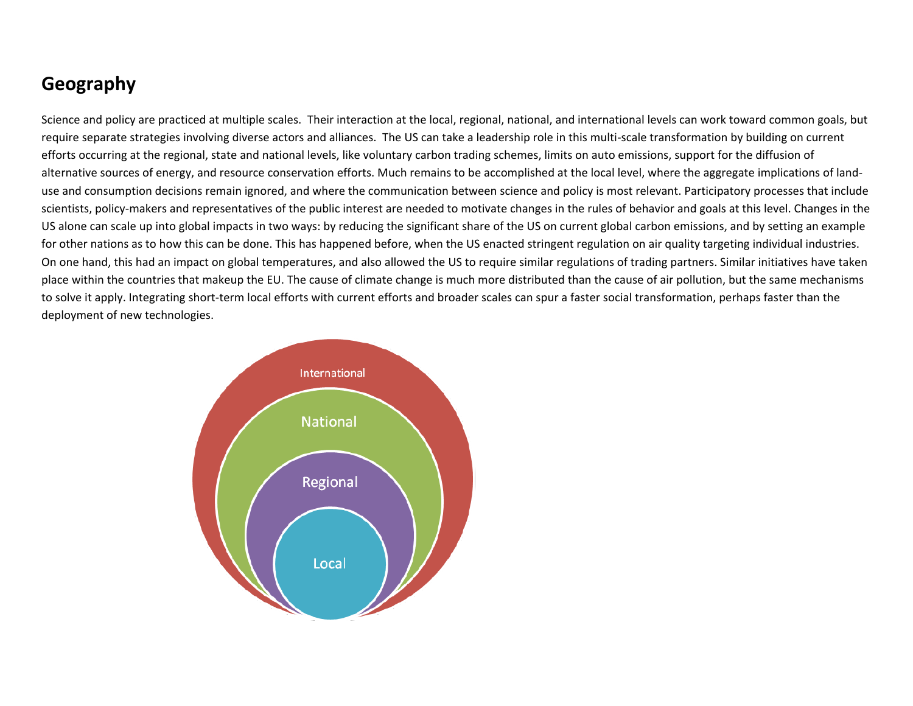## Geography

Science and policy are practiced at multiple scales. Their interaction at the local, regional, national, and international levels can work toward common goals, but require separate strategies involving diverse actors and alliances. The US can take a leadership role in this multi-scale transformation by building on current efforts occurring at the regional, state and national levels, like voluntary carbon trading schemes, limits on auto emissions, support for the diffusion of alternative sources of energy, and resource conservation efforts. Much remains to be accomplished at the local level, where the aggregate implications of land-use and consumption decisions remain ignored, and where the communication between science and policy is most relevant. Participatory processes that include scientists, policy-makers and representatives of the public interest are needed to motivate changes in the rules of behavior and goals at this level. Changes in the US alone can scale up into global impacts in two ways: by reducing the significant share of the US on current global carbon emissions, and by setting an example for other nations as to how this can be done. This has happened before, when the US enacted stringent regulation on air quality targeting individual industries. On one hand, this had an impact on global temperatures, and also allowed the US to require similar regulations of trading partners. Similar initiatives have taken place within the countries that makeup the EU. The cause of climate change is much more distributed than the cause of air pollution, but the same mechanisms to solve it apply. Integrating short-term local efforts with current efforts and broader scales can spur a faster social transformation, perhaps faster than the deployment of new technologies.

International

National

Regional

Local